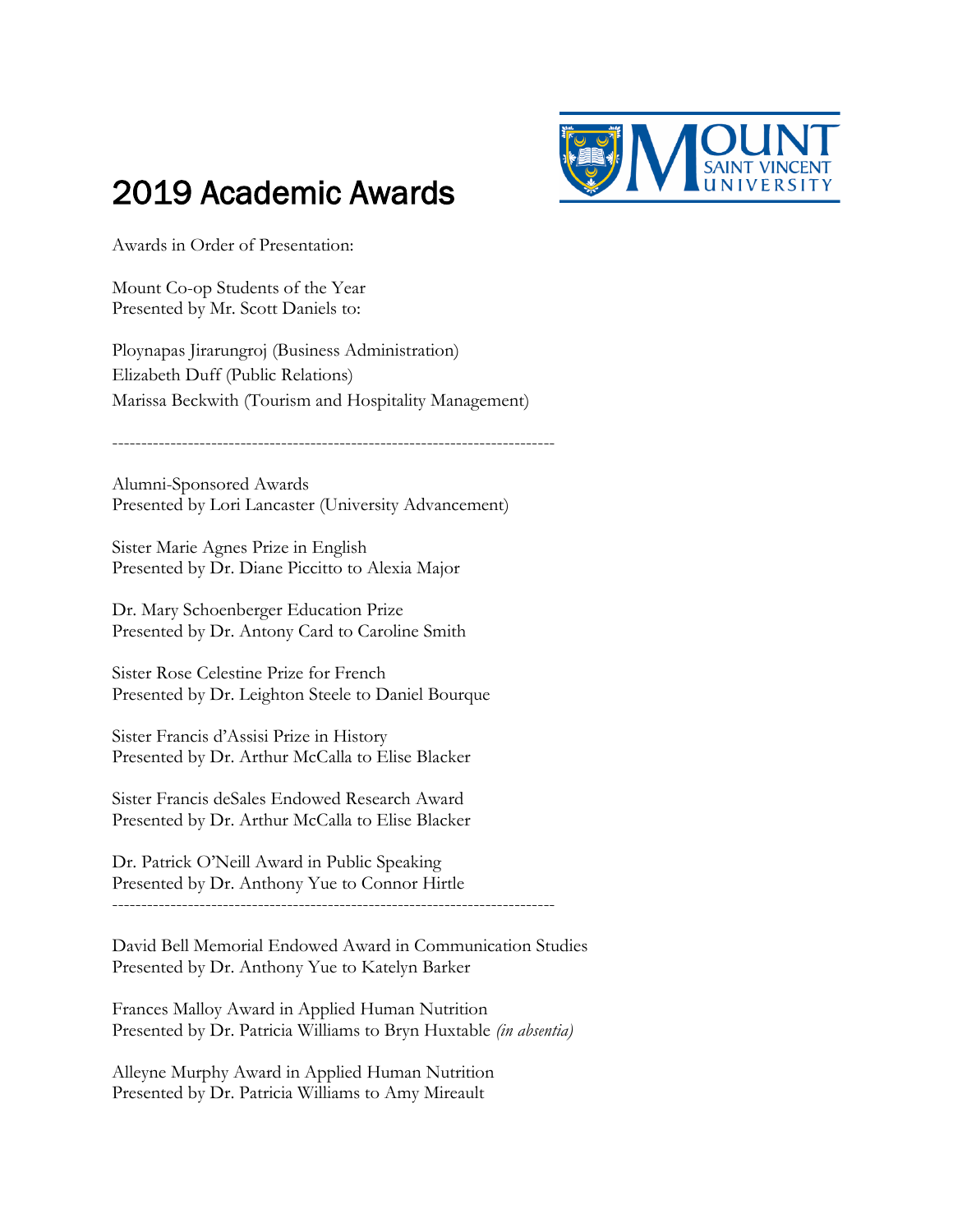# 2019 Academic Awards

Awards in Order of Presentation:

Mount Co-op Students of the Year
Presented by Mr. Scott Daniels to:

Ploynapas Jirarungroj (Business Administration)
Elizabeth Duff (Public Relations)
Marissa Beckwith (Tourism and Hospitality Management)

---

Alumni-Sponsored Awards
Presented by Lori Lancaster (University Advancement)

Sister Marie Agnes Prize in English
Presented by Dr. Diane Piccitto to Alexia Major

Dr. Mary Schoenberger Education Prize
Presented by Dr. Antony Card to Caroline Smith

Sister Rose Celestine Prize for French
Presented by Dr. Leighton Steele to Daniel Bourque

Sister Francis d'Assisi Prize in History
Presented by Dr. Arthur McCalla to Elise Blacker

Sister Francis deSales Endowed Research Award
Presented by Dr. Arthur McCalla to Elise Blacker

Dr. Patrick O'Neill Award in Public Speaking
Presented by Dr. Anthony Yue to Connor Hirtle

---

David Bell Memorial Endowed Award in Communication Studies
Presented by Dr. Anthony Yue to Katelyn Barker

Frances Malloy Award in Applied Human Nutrition
Presented by Dr. Patricia Williams to Bryn Huxtable *(in absentia)*

Alleyne Murphy Award in Applied Human Nutrition
Presented by Dr. Patricia Williams to Amy Mireault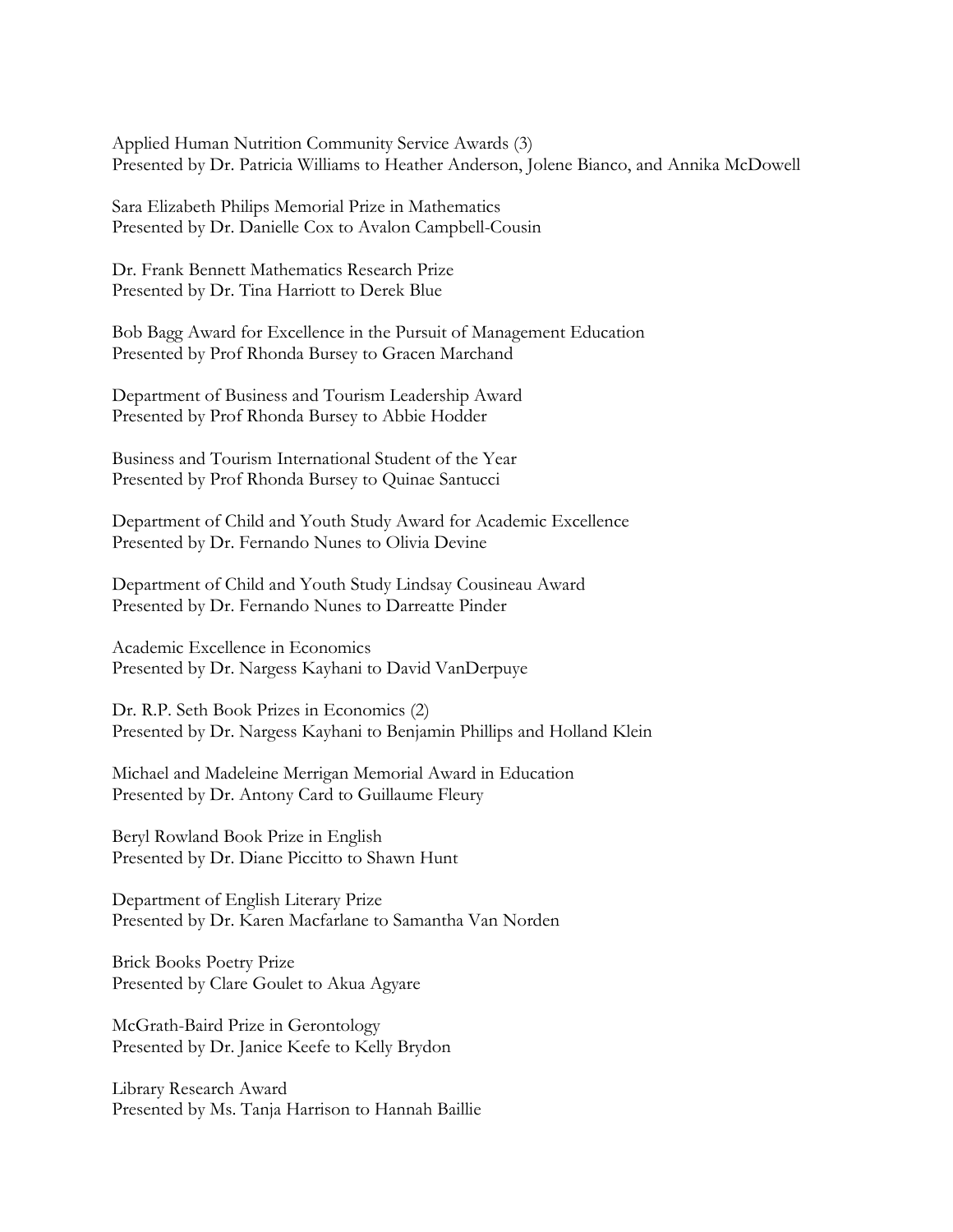Applied Human Nutrition Community Service Awards (3)
Presented by Dr. Patricia Williams to Heather Anderson, Jolene Bianco, and Annika McDowell

Sara Elizabeth Philips Memorial Prize in Mathematics
Presented by Dr. Danielle Cox to Avalon Campbell-Cousin

Dr. Frank Bennett Mathematics Research Prize
Presented by Dr. Tina Harriott to Derek Blue

Bob Bagg Award for Excellence in the Pursuit of Management Education
Presented by Prof Rhonda Bursey to Gracen Marchand

Department of Business and Tourism Leadership Award
Presented by Prof Rhonda Bursey to Abbie Hodder

Business and Tourism International Student of the Year
Presented by Prof Rhonda Bursey to Quinae Santucci

Department of Child and Youth Study Award for Academic Excellence
Presented by Dr. Fernando Nunes to Olivia Devine

Department of Child and Youth Study Lindsay Cousineau Award
Presented by Dr. Fernando Nunes to Darreatte Pinder

Academic Excellence in Economics
Presented by Dr. Nargess Kayhani to David VanDerpuye

Dr. R.P. Seth Book Prizes in Economics (2)
Presented by Dr. Nargess Kayhani to Benjamin Phillips and Holland Klein

Michael and Madeleine Merrigan Memorial Award in Education
Presented by Dr. Antony Card to Guillaume Fleury

Beryl Rowland Book Prize in English
Presented by Dr. Diane Piccitto to Shawn Hunt

Department of English Literary Prize
Presented by Dr. Karen Macfarlane to Samantha Van Norden

Brick Books Poetry Prize
Presented by Clare Goulet to Akua Agyare

McGrath-Baird Prize in Gerontology
Presented by Dr. Janice Keefe to Kelly Brydon

Library Research Award
Presented by Ms. Tanja Harrison to Hannah Baillie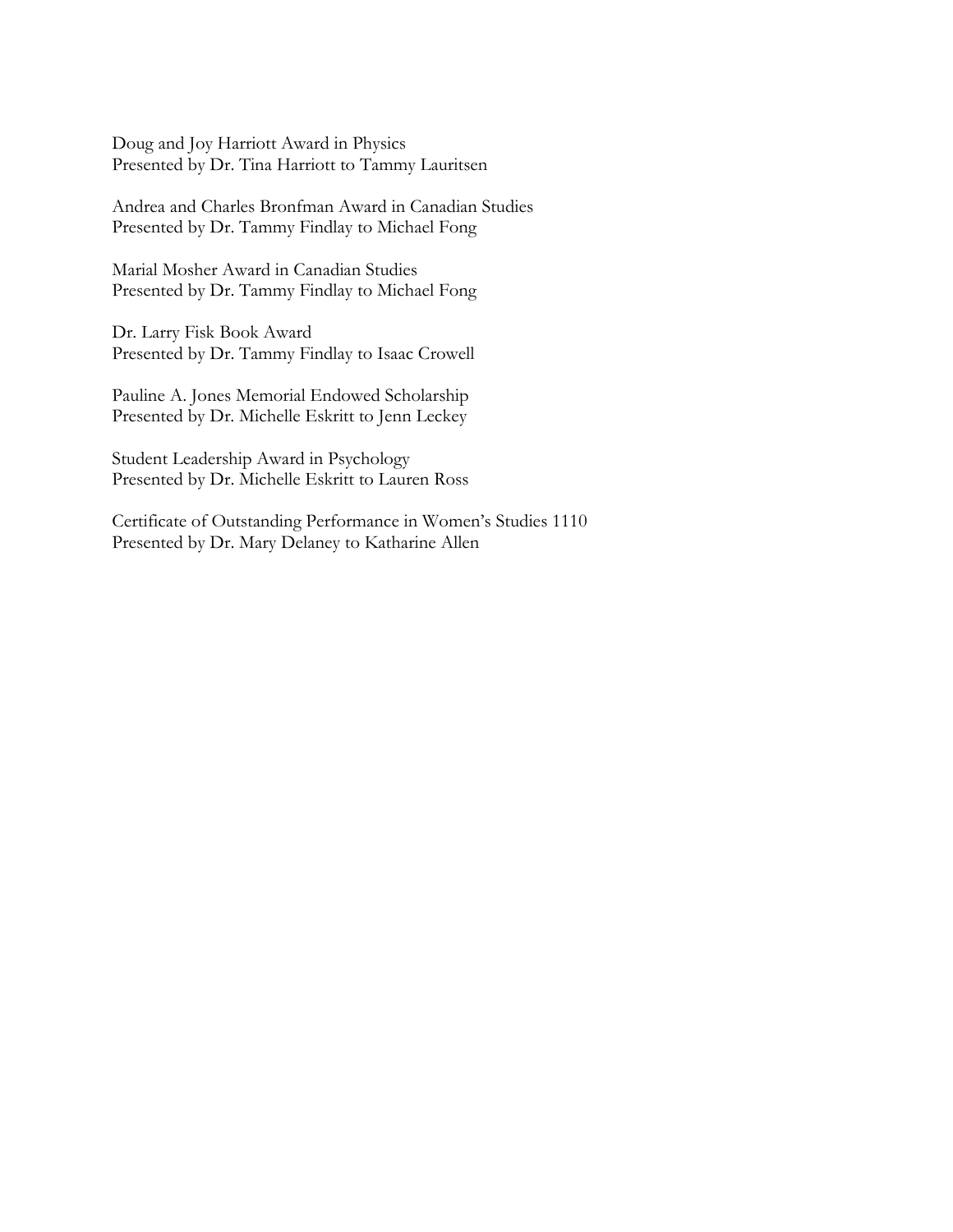Doug and Joy Harriott Award in Physics
Presented by Dr. Tina Harriott to Tammy Lauritsen

Andrea and Charles Bronfman Award in Canadian Studies
Presented by Dr. Tammy Findlay to Michael Fong

Marial Mosher Award in Canadian Studies
Presented by Dr. Tammy Findlay to Michael Fong

Dr. Larry Fisk Book Award
Presented by Dr. Tammy Findlay to Isaac Crowell

Pauline A. Jones Memorial Endowed Scholarship
Presented by Dr. Michelle Eskritt to Jenn Leckey

Student Leadership Award in Psychology
Presented by Dr. Michelle Eskritt to Lauren Ross

Certificate of Outstanding Performance in Women's Studies 1110
Presented by Dr. Mary Delaney to Katharine Allen